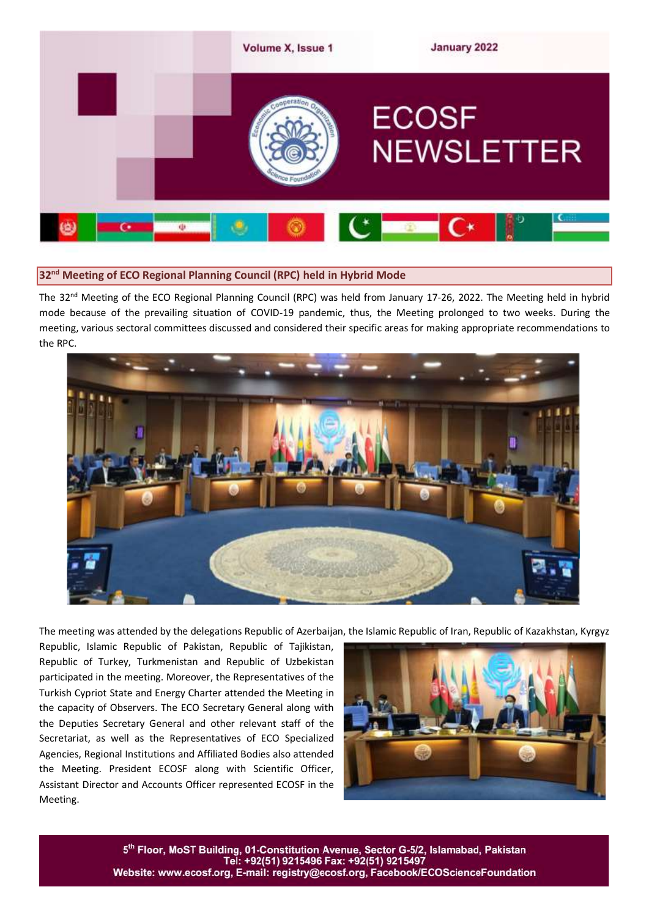# ECOSF NEWSLETTER

Volume X, Issue 1 January 2022

## 32nd Meeting of ECO Regional Planning Council (RPC) held in Hybrid Mode

The 32nd Meeting of the ECO Regional Planning Council (RPC) was held from January 17-26, 2022. The Meeting held in hybrid mode because of the prevailing situation of COVID-19 pandemic, thus, the Meeting prolonged to two weeks. During the meeting, various sectoral committees discussed and considered their specific areas for making appropriate recommendations to the RPC.

The meeting was attended by the delegations Republic of Azerbaijan, the Islamic Republic of Iran, Republic of Kazakhstan, Kyrgyz Republic, Islamic Republic of Pakistan, Republic of Tajikistan, Republic of Turkey, Turkmenistan and Republic of Uzbekistan participated in the meeting. Moreover, the Representatives of the Turkish Cypriot State and Energy Charter attended the Meeting in the capacity of Observers. The ECO Secretary General along with the Deputies Secretary General and other relevant staff of the Secretariat, as well as the Representatives of ECO Specialized Agencies, Regional Institutions and Affiliated Bodies also attended the Meeting. President ECOSF along with Scientific Officer, Assistant Director and Accounts Officer represented ECOSF in the Meeting.

5th Floor, MoST Building, 01-Constitution Avenue, Sector G-5/2, Islamabad, Pakistan
Tel: +92(51) 9215496 Fax: +92(51) 9215497
Website: www.ecosf.org, E-mail: registry@ecosf.org, Facebook/ECOScienceFoundation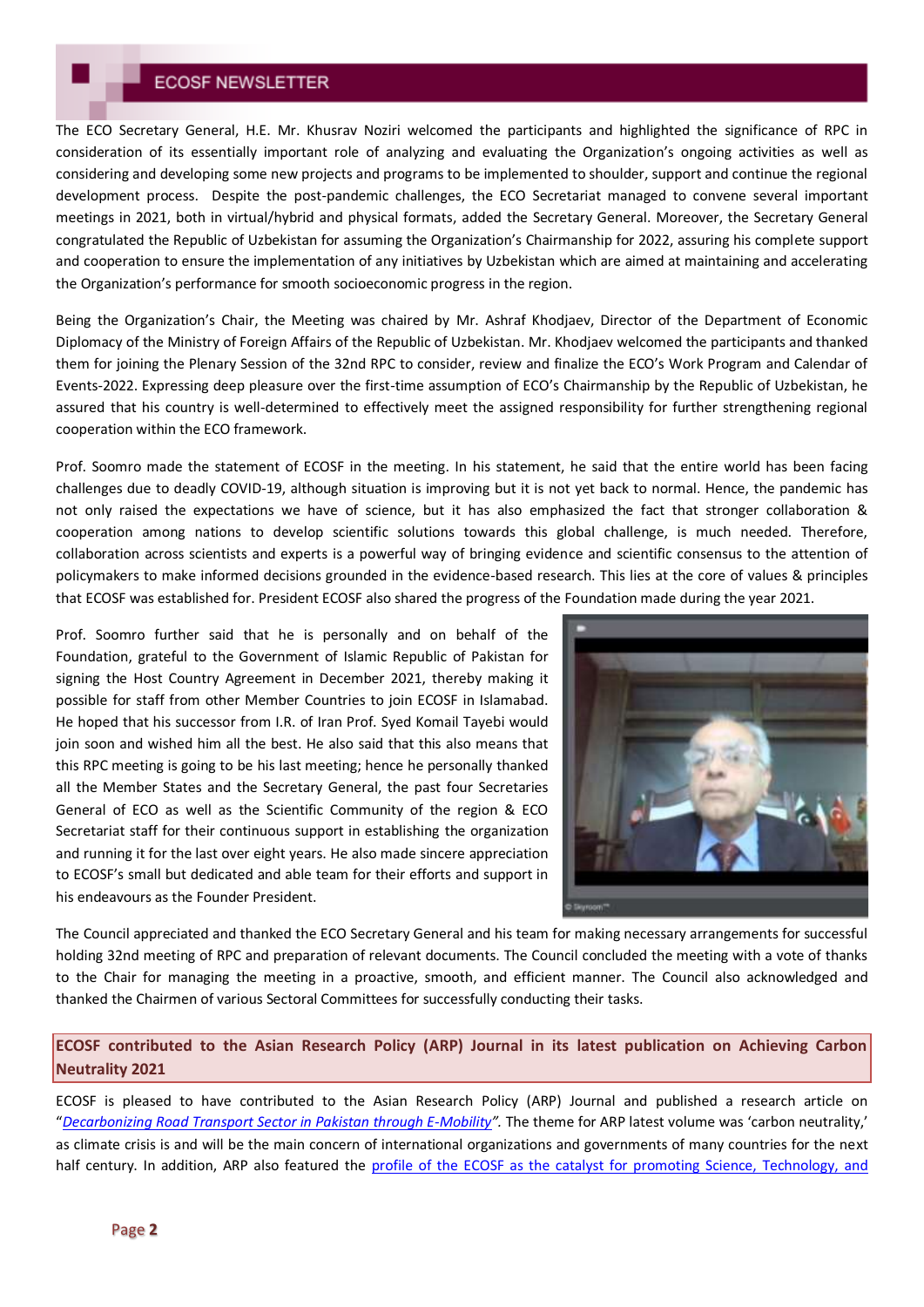The ECO Secretary General, H.E. Mr. Khusrav Noziri welcomed the participants and highlighted the significance of RPC in consideration of its essentially important role of analyzing and evaluating the Organization's ongoing activities as well as considering and developing some new projects and programs to be implemented to shoulder, support and continue the regional development process. Despite the post-pandemic challenges, the ECO Secretariat managed to convene several important meetings in 2021, both in virtual/hybrid and physical formats, added the Secretary General. Moreover, the Secretary General congratulated the Republic of Uzbekistan for assuming the Organization's Chairmanship for 2022, assuring his complete support and cooperation to ensure the implementation of any initiatives by Uzbekistan which are aimed at maintaining and accelerating the Organization's performance for smooth socioeconomic progress in the region.

Being the Organization's Chair, the Meeting was chaired by Mr. Ashraf Khodjaev, Director of the Department of Economic Diplomacy of the Ministry of Foreign Affairs of the Republic of Uzbekistan. Mr. Khodjaev welcomed the participants and thanked them for joining the Plenary Session of the 32nd RPC to consider, review and finalize the ECO's Work Program and Calendar of Events-2022. Expressing deep pleasure over the first-time assumption of ECO's Chairmanship by the Republic of Uzbekistan, he assured that his country is well-determined to effectively meet the assigned responsibility for further strengthening regional cooperation within the ECO framework.

Prof. Soomro made the statement of ECOSF in the meeting. In his statement, he said that the entire world has been facing challenges due to deadly COVID-19, although situation is improving but it is not yet back to normal. Hence, the pandemic has not only raised the expectations we have of science, but it has also emphasized the fact that stronger collaboration & cooperation among nations to develop scientific solutions towards this global challenge, is much needed. Therefore, collaboration across scientists and experts is a powerful way of bringing evidence and scientific consensus to the attention of policymakers to make informed decisions grounded in the evidence-based research. This lies at the core of values & principles that ECOSF was established for. President ECOSF also shared the progress of the Foundation made during the year 2021.

Prof. Soomro further said that he is personally and on behalf of the Foundation, grateful to the Government of Islamic Republic of Pakistan for signing the Host Country Agreement in December 2021, thereby making it possible for staff from other Member Countries to join ECOSF in Islamabad. He hoped that his successor from I.R. of Iran Prof. Syed Komail Tayebi would join soon and wished him all the best. He also said that this also means that this RPC meeting is going to be his last meeting; hence he personally thanked all the Member States and the Secretary General, the past four Secretaries General of ECO as well as the Scientific Community of the region & ECO Secretariat staff for their continuous support in establishing the organization and running it for the last over eight years. He also made sincere appreciation to ECOSF's small but dedicated and able team for their efforts and support in his endeavours as the Founder President.

The Council appreciated and thanked the ECO Secretary General and his team for making necessary arrangements for successful holding 32nd meeting of RPC and preparation of relevant documents. The Council concluded the meeting with a vote of thanks to the Chair for managing the meeting in a proactive, smooth, and efficient manner. The Council also acknowledged and thanked the Chairmen of various Sectoral Committees for successfully conducting their tasks.

## ECOSF contributed to the Asian Research Policy (ARP) Journal in its latest publication on Achieving Carbon Neutrality 2021

ECOSF is pleased to have contributed to the Asian Research Policy (ARP) Journal and published a research article on "*Decarbonizing Road Transport Sector in Pakistan through E-Mobility*". The theme for ARP latest volume was 'carbon neutrality,' as climate crisis is and will be the main concern of international organizations and governments of many countries for the next half century. In addition, ARP also featured the profile of the ECOSF as the catalyst for promoting Science, Technology, and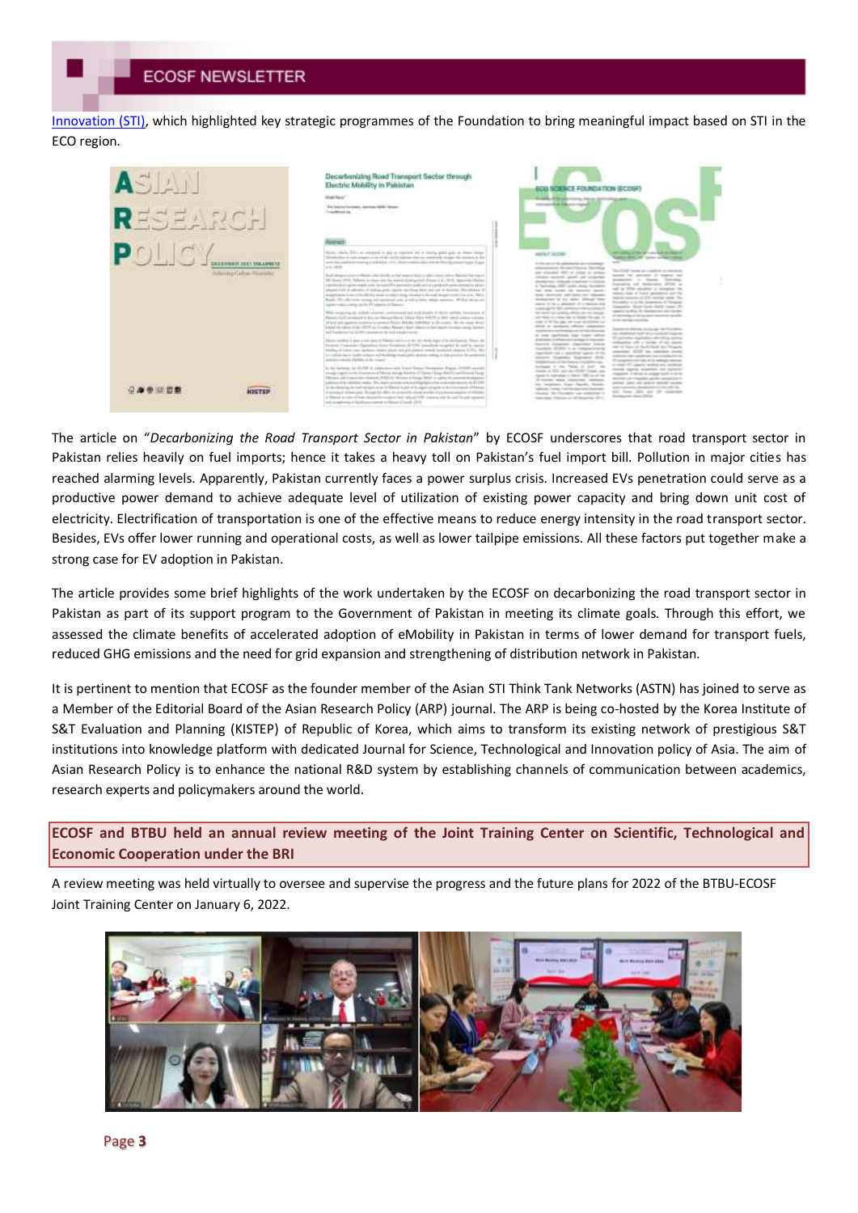Innovation (STI), which highlighted key strategic programmes of the Foundation to bring meaningful impact based on STI in the ECO region.

The article on "*Decarbonizing the Road Transport Sector in Pakistan*" by ECOSF underscores that road transport sector in Pakistan relies heavily on fuel imports; hence it takes a heavy toll on Pakistan's fuel import bill. Pollution in major cities has reached alarming levels. Apparently, Pakistan currently faces a power surplus crisis. Increased EVs penetration could serve as a productive power demand to achieve adequate level of utilization of existing power capacity and bring down unit cost of electricity. Electrification of transportation is one of the effective means to reduce energy intensity in the road transport sector. Besides, EVs offer lower running and operational costs, as well as lower tailpipe emissions. All these factors put together make a strong case for EV adoption in Pakistan.

The article provides some brief highlights of the work undertaken by the ECOSF on decarbonizing the road transport sector in Pakistan as part of its support program to the Government of Pakistan in meeting its climate goals. Through this effort, we assessed the climate benefits of accelerated adoption of eMobility in Pakistan in terms of lower demand for transport fuels, reduced GHG emissions and the need for grid expansion and strengthening of distribution network in Pakistan.

It is pertinent to mention that ECOSF as the founder member of the Asian STI Think Tank Networks (ASTN) has joined to serve as a Member of the Editorial Board of the Asian Research Policy (ARP) journal. The ARP is being co-hosted by the Korea Institute of S&T Evaluation and Planning (KISTEP) of Republic of Korea, which aims to transform its existing network of prestigious S&T institutions into knowledge platform with dedicated Journal for Science, Technological and Innovation policy of Asia. The aim of Asian Research Policy is to enhance the national R&D system by establishing channels of communication between academics, research experts and policymakers around the world.

## ECOSF and BTBU held an annual review meeting of the Joint Training Center on Scientific, Technological and Economic Cooperation under the BRI

A review meeting was held virtually to oversee and supervise the progress and the future plans for 2022 of the BTBU-ECOSF Joint Training Center on January 6, 2022.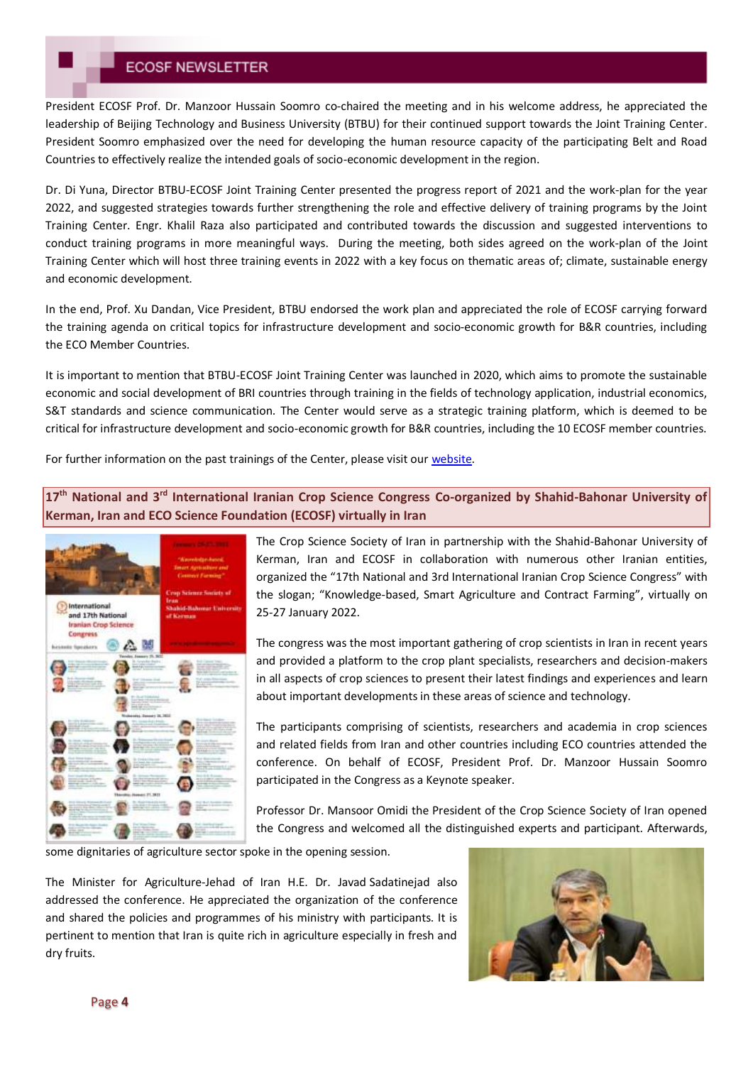President ECOSF Prof. Dr. Manzoor Hussain Soomro co-chaired the meeting and in his welcome address, he appreciated the leadership of Beijing Technology and Business University (BTBU) for their continued support towards the Joint Training Center. President Soomro emphasized over the need for developing the human resource capacity of the participating Belt and Road Countries to effectively realize the intended goals of socio-economic development in the region.

Dr. Di Yuna, Director BTBU-ECOSF Joint Training Center presented the progress report of 2021 and the work-plan for the year 2022, and suggested strategies towards further strengthening the role and effective delivery of training programs by the Joint Training Center. Engr. Khalil Raza also participated and contributed towards the discussion and suggested interventions to conduct training programs in more meaningful ways. During the meeting, both sides agreed on the work-plan of the Joint Training Center which will host three training events in 2022 with a key focus on thematic areas of; climate, sustainable energy and economic development.

In the end, Prof. Xu Dandan, Vice President, BTBU endorsed the work plan and appreciated the role of ECOSF carrying forward the training agenda on critical topics for infrastructure development and socio-economic growth for B&R countries, including the ECO Member Countries.

It is important to mention that BTBU-ECOSF Joint Training Center was launched in 2020, which aims to promote the sustainable economic and social development of BRI countries through training in the fields of technology application, industrial economics, S&T standards and science communication. The Center would serve as a strategic training platform, which is deemed to be critical for infrastructure development and socio-economic growth for B&R countries, including the 10 ECOSF member countries.

For further information on the past trainings of the Center, please visit our website.

## 17th National and 3rd International Iranian Crop Science Congress Co-organized by Shahid-Bahonar University of Kerman, Iran and ECO Science Foundation (ECOSF) virtually in Iran

The Crop Science Society of Iran in partnership with the Shahid-Bahonar University of Kerman, Iran and ECOSF in collaboration with numerous other Iranian entities, organized the "17th National and 3rd International Iranian Crop Science Congress" with the slogan; "Knowledge-based, Smart Agriculture and Contract Farming", virtually on 25-27 January 2022.

The congress was the most important gathering of crop scientists in Iran in recent years and provided a platform to the crop plant specialists, researchers and decision-makers in all aspects of crop sciences to present their latest findings and experiences and learn about important developments in these areas of science and technology.

The participants comprising of scientists, researchers and academia in crop sciences and related fields from Iran and other countries including ECO countries attended the conference. On behalf of ECOSF, President Prof. Dr. Manzoor Hussain Soomro participated in the Congress as a Keynote speaker.

Professor Dr. Mansoor Omidi the President of the Crop Science Society of Iran opened the Congress and welcomed all the distinguished experts and participant. Afterwards, some dignitaries of agriculture sector spoke in the opening session.

The Minister for Agriculture-Jehad of Iran H.E. Dr. Javad Sadatinejad also addressed the conference. He appreciated the organization of the conference and shared the policies and programmes of his ministry with participants. It is pertinent to mention that Iran is quite rich in agriculture especially in fresh and dry fruits.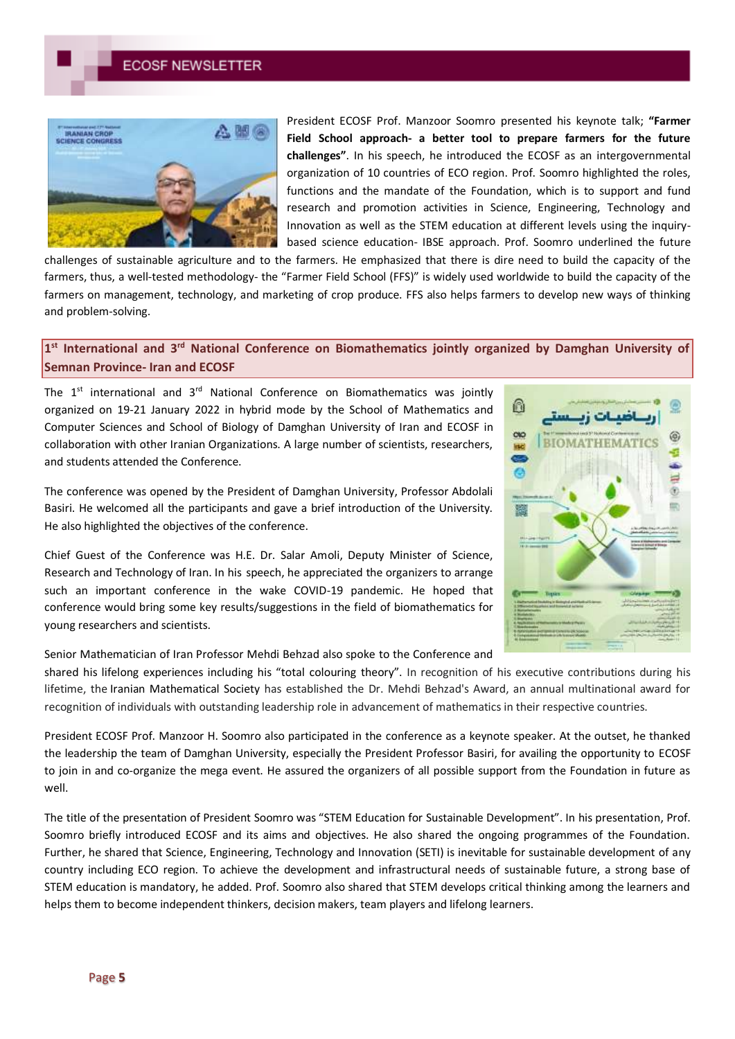President ECOSF Prof. Manzoor Soomro presented his keynote talk; **"Farmer Field School approach- a better tool to prepare farmers for the future challenges"**. In his speech, he introduced the ECOSF as an intergovernmental organization of 10 countries of ECO region. Prof. Soomro highlighted the roles, functions and the mandate of the Foundation, which is to support and fund research and promotion activities in Science, Engineering, Technology and Innovation as well as the STEM education at different levels using the inquiry-based science education- IBSE approach. Prof. Soomro underlined the future challenges of sustainable agriculture and to the farmers. He emphasized that there is dire need to build the capacity of the farmers, thus, a well-tested methodology- the "Farmer Field School (FFS)" is widely used worldwide to build the capacity of the farmers on management, technology, and marketing of crop produce. FFS also helps farmers to develop new ways of thinking and problem-solving.

## 1st International and 3rd National Conference on Biomathematics jointly organized by Damghan University of Semnan Province- Iran and ECOSF

The 1st international and 3rd National Conference on Biomathematics was jointly organized on 19-21 January 2022 in hybrid mode by the School of Mathematics and Computer Sciences and School of Biology of Damghan University of Iran and ECOSF in collaboration with other Iranian Organizations. A large number of scientists, researchers, and students attended the Conference.

The conference was opened by the President of Damghan University, Professor Abdolali Basiri. He welcomed all the participants and gave a brief introduction of the University. He also highlighted the objectives of the conference.

Chief Guest of the Conference was H.E. Dr. Salar Amoli, Deputy Minister of Science, Research and Technology of Iran. In his speech, he appreciated the organizers to arrange such an important conference in the wake COVID-19 pandemic. He hoped that conference would bring some key results/suggestions in the field of biomathematics for young researchers and scientists.

Senior Mathematician of Iran Professor Mehdi Behzad also spoke to the Conference and shared his lifelong experiences including his "total colouring theory". In recognition of his executive contributions during his lifetime, the Iranian Mathematical Society has established the Dr. Mehdi Behzad's Award, an annual multinational award for recognition of individuals with outstanding leadership role in advancement of mathematics in their respective countries.

President ECOSF Prof. Manzoor H. Soomro also participated in the conference as a keynote speaker. At the outset, he thanked the leadership the team of Damghan University, especially the President Professor Basiri, for availing the opportunity to ECOSF to join in and co-organize the mega event. He assured the organizers of all possible support from the Foundation in future as well.

The title of the presentation of President Soomro was "STEM Education for Sustainable Development". In his presentation, Prof. Soomro briefly introduced ECOSF and its aims and objectives. He also shared the ongoing programmes of the Foundation. Further, he shared that Science, Engineering, Technology and Innovation (SETI) is inevitable for sustainable development of any country including ECO region. To achieve the development and infrastructural needs of sustainable future, a strong base of STEM education is mandatory, he added. Prof. Soomro also shared that STEM develops critical thinking among the learners and helps them to become independent thinkers, decision makers, team players and lifelong learners.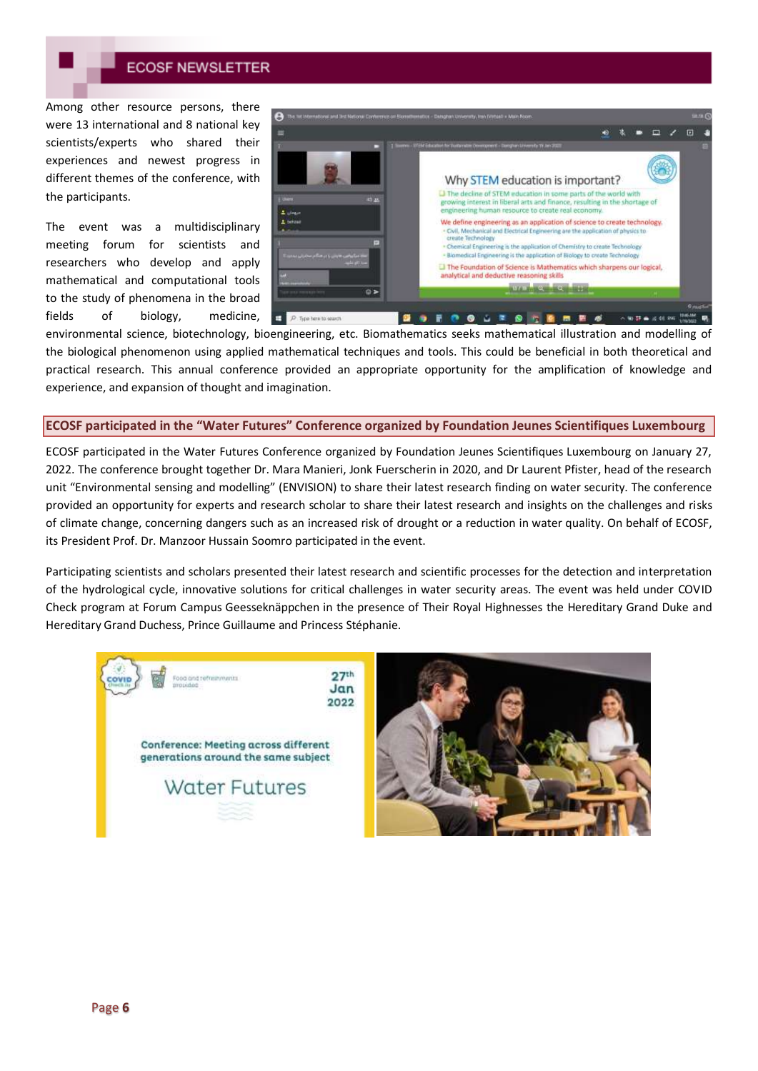Among other resource persons, there were 13 international and 8 national key scientists/experts who shared their experiences and newest progress in different themes of the conference, with the participants.

The event was a multidisciplinary meeting forum for scientists and researchers who develop and apply mathematical and computational tools to the study of phenomena in the broad fields of biology, medicine, environmental science, biotechnology, bioengineering, etc. Biomathematics seeks mathematical illustration and modelling of the biological phenomenon using applied mathematical techniques and tools. This could be beneficial in both theoretical and practical research. This annual conference provided an appropriate opportunity for the amplification of knowledge and experience, and expansion of thought and imagination.

## ECOSF participated in the "Water Futures" Conference organized by Foundation Jeunes Scientifiques Luxembourg

ECOSF participated in the Water Futures Conference organized by Foundation Jeunes Scientifiques Luxembourg on January 27, 2022. The conference brought together Dr. Mara Manieri, Jonk Fuerscherin in 2020, and Dr Laurent Pfister, head of the research unit "Environmental sensing and modelling" (ENVISION) to share their latest research finding on water security. The conference provided an opportunity for experts and research scholar to share their latest research and insights on the challenges and risks of climate change, concerning dangers such as an increased risk of drought or a reduction in water quality. On behalf of ECOSF, its President Prof. Dr. Manzoor Hussain Soomro participated in the event.

Participating scientists and scholars presented their latest research and scientific processes for the detection and interpretation of the hydrological cycle, innovative solutions for critical challenges in water security areas. The event was held under COVID Check program at Forum Campus Geesseknäppchen in the presence of Their Royal Highnesses the Hereditary Grand Duke and Hereditary Grand Duchess, Prince Guillaume and Princess Stéphanie.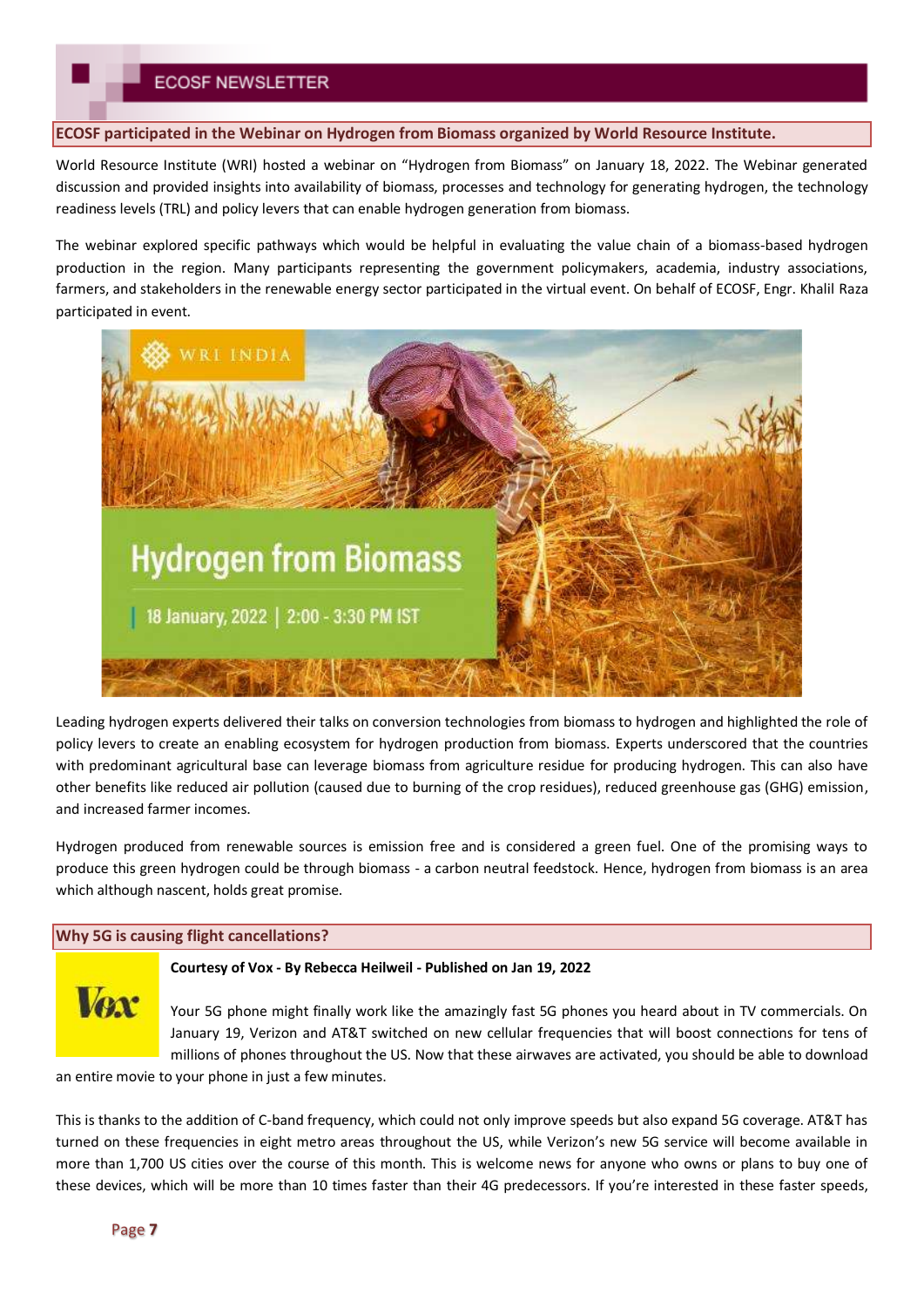## ECOSF participated in the Webinar on Hydrogen from Biomass organized by World Resource Institute.

World Resource Institute (WRI) hosted a webinar on "Hydrogen from Biomass" on January 18, 2022. The Webinar generated discussion and provided insights into availability of biomass, processes and technology for generating hydrogen, the technology readiness levels (TRL) and policy levers that can enable hydrogen generation from biomass.

The webinar explored specific pathways which would be helpful in evaluating the value chain of a biomass-based hydrogen production in the region. Many participants representing the government policymakers, academia, industry associations, farmers, and stakeholders in the renewable energy sector participated in the virtual event. On behalf of ECOSF, Engr. Khalil Raza participated in event.

Leading hydrogen experts delivered their talks on conversion technologies from biomass to hydrogen and highlighted the role of policy levers to create an enabling ecosystem for hydrogen production from biomass. Experts underscored that the countries with predominant agricultural base can leverage biomass from agriculture residue for producing hydrogen. This can also have other benefits like reduced air pollution (caused due to burning of the crop residues), reduced greenhouse gas (GHG) emission, and increased farmer incomes.

Hydrogen produced from renewable sources is emission free and is considered a green fuel. One of the promising ways to produce this green hydrogen could be through biomass - a carbon neutral feedstock. Hence, hydrogen from biomass is an area which although nascent, holds great promise.

## Why 5G is causing flight cancellations?

**Courtesy of Vox - By Rebecca Heilweil - Published on Jan 19, 2022**

Your 5G phone might finally work like the amazingly fast 5G phones you heard about in TV commercials. On January 19, Verizon and AT&T switched on new cellular frequencies that will boost connections for tens of millions of phones throughout the US. Now that these airwaves are activated, you should be able to download an entire movie to your phone in just a few minutes.

This is thanks to the addition of C-band frequency, which could not only improve speeds but also expand 5G coverage. AT&T has turned on these frequencies in eight metro areas throughout the US, while Verizon's new 5G service will become available in more than 1,700 US cities over the course of this month. This is welcome news for anyone who owns or plans to buy one of these devices, which will be more than 10 times faster than their 4G predecessors. If you're interested in these faster speeds,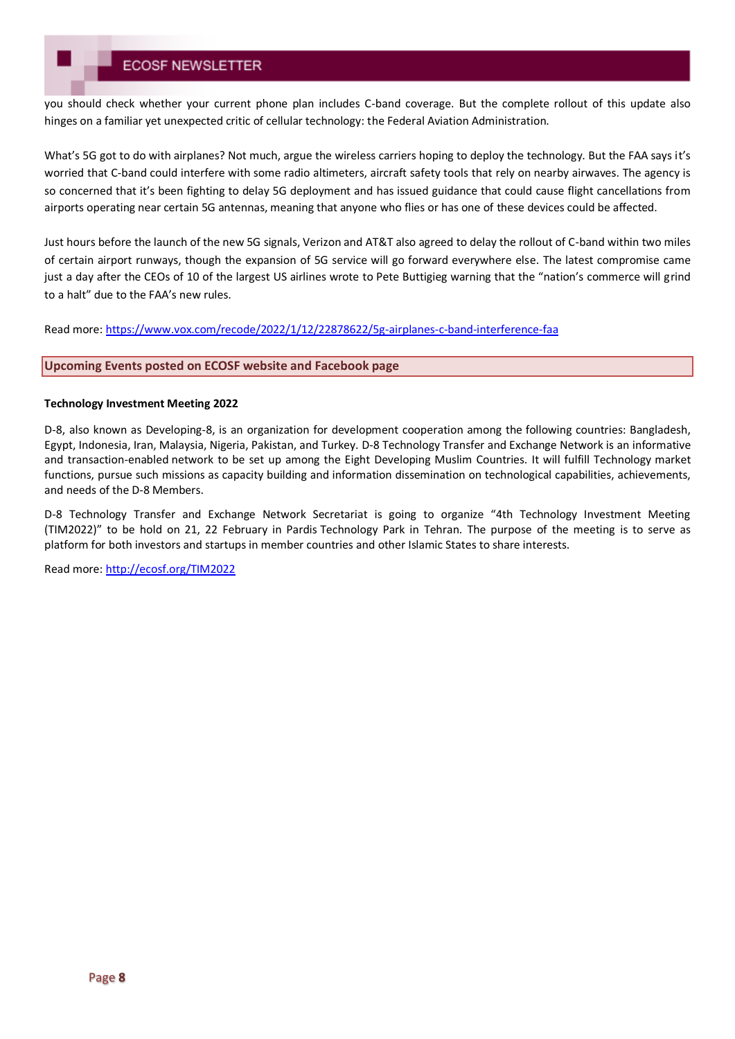you should check whether your current phone plan includes C-band coverage. But the complete rollout of this update also hinges on a familiar yet unexpected critic of cellular technology: the Federal Aviation Administration.

What's 5G got to do with airplanes? Not much, argue the wireless carriers hoping to deploy the technology. But the FAA says it's worried that C-band could interfere with some radio altimeters, aircraft safety tools that rely on nearby airwaves. The agency is so concerned that it's been fighting to delay 5G deployment and has issued guidance that could cause flight cancellations from airports operating near certain 5G antennas, meaning that anyone who flies or has one of these devices could be affected.

Just hours before the launch of the new 5G signals, Verizon and AT&T also agreed to delay the rollout of C-band within two miles of certain airport runways, though the expansion of 5G service will go forward everywhere else. The latest compromise came just a day after the CEOs of 10 of the largest US airlines wrote to Pete Buttigieg warning that the "nation's commerce will grind to a halt" due to the FAA's new rules.

Read more: https://www.vox.com/recode/2022/1/12/22878622/5g-airplanes-c-band-interference-faa

## Upcoming Events posted on ECOSF website and Facebook page

### Technology Investment Meeting 2022

D-8, also known as Developing-8, is an organization for development cooperation among the following countries: Bangladesh, Egypt, Indonesia, Iran, Malaysia, Nigeria, Pakistan, and Turkey. D-8 Technology Transfer and Exchange Network is an informative and transaction-enabled network to be set up among the Eight Developing Muslim Countries. It will fulfill Technology market functions, pursue such missions as capacity building and information dissemination on technological capabilities, achievements, and needs of the D-8 Members.

D-8 Technology Transfer and Exchange Network Secretariat is going to organize "4th Technology Investment Meeting (TIM2022)" to be hold on 21, 22 February in Pardis Technology Park in Tehran. The purpose of the meeting is to serve as platform for both investors and startups in member countries and other Islamic States to share interests.

Read more: http://ecosf.org/TIM2022